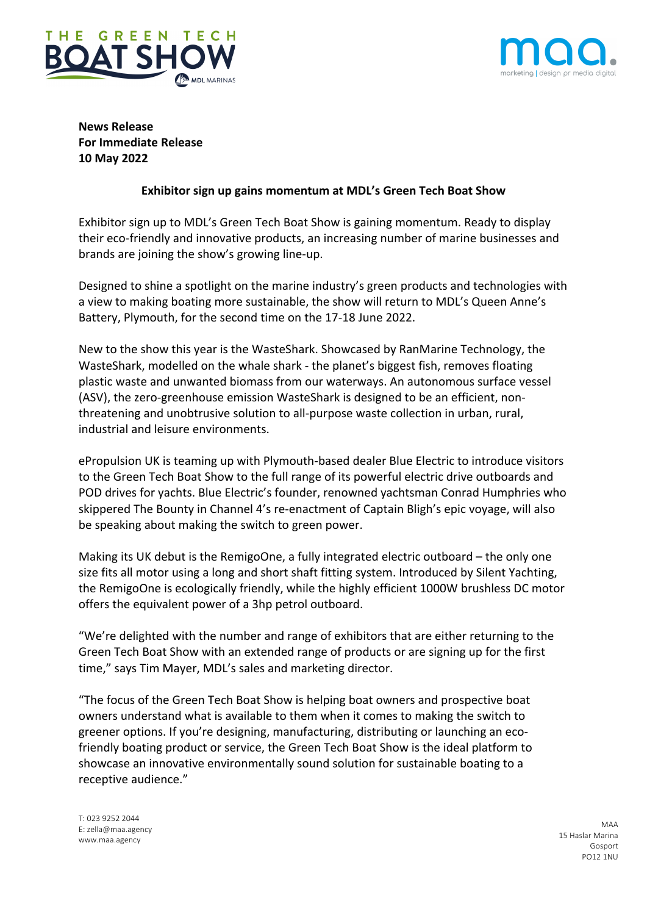**News Release**
**For Immediate Release**
**10 May 2022**

## Exhibitor sign up gains momentum at MDL's Green Tech Boat Show

Exhibitor sign up to MDL's Green Tech Boat Show is gaining momentum. Ready to display their eco-friendly and innovative products, an increasing number of marine businesses and brands are joining the show's growing line-up.

Designed to shine a spotlight on the marine industry's green products and technologies with a view to making boating more sustainable, the show will return to MDL's Queen Anne's Battery, Plymouth, for the second time on the 17-18 June 2022.

New to the show this year is the WasteShark. Showcased by RanMarine Technology, the WasteShark, modelled on the whale shark - the planet's biggest fish, removes floating plastic waste and unwanted biomass from our waterways. An autonomous surface vessel (ASV), the zero-greenhouse emission WasteShark is designed to be an efficient, non-threatening and unobtrusive solution to all-purpose waste collection in urban, rural, industrial and leisure environments.

ePropulsion UK is teaming up with Plymouth-based dealer Blue Electric to introduce visitors to the Green Tech Boat Show to the full range of its powerful electric drive outboards and POD drives for yachts. Blue Electric's founder, renowned yachtsman Conrad Humphries who skippered The Bounty in Channel 4's re-enactment of Captain Bligh's epic voyage, will also be speaking about making the switch to green power.

Making its UK debut is the RemigoOne, a fully integrated electric outboard – the only one size fits all motor using a long and short shaft fitting system. Introduced by Silent Yachting, the RemigoOne is ecologically friendly, while the highly efficient 1000W brushless DC motor offers the equivalent power of a 3hp petrol outboard.

"We're delighted with the number and range of exhibitors that are either returning to the Green Tech Boat Show with an extended range of products or are signing up for the first time," says Tim Mayer, MDL's sales and marketing director.

"The focus of the Green Tech Boat Show is helping boat owners and prospective boat owners understand what is available to them when it comes to making the switch to greener options. If you're designing, manufacturing, distributing or launching an eco-friendly boating product or service, the Green Tech Boat Show is the ideal platform to showcase an innovative environmentally sound solution for sustainable boating to a receptive audience."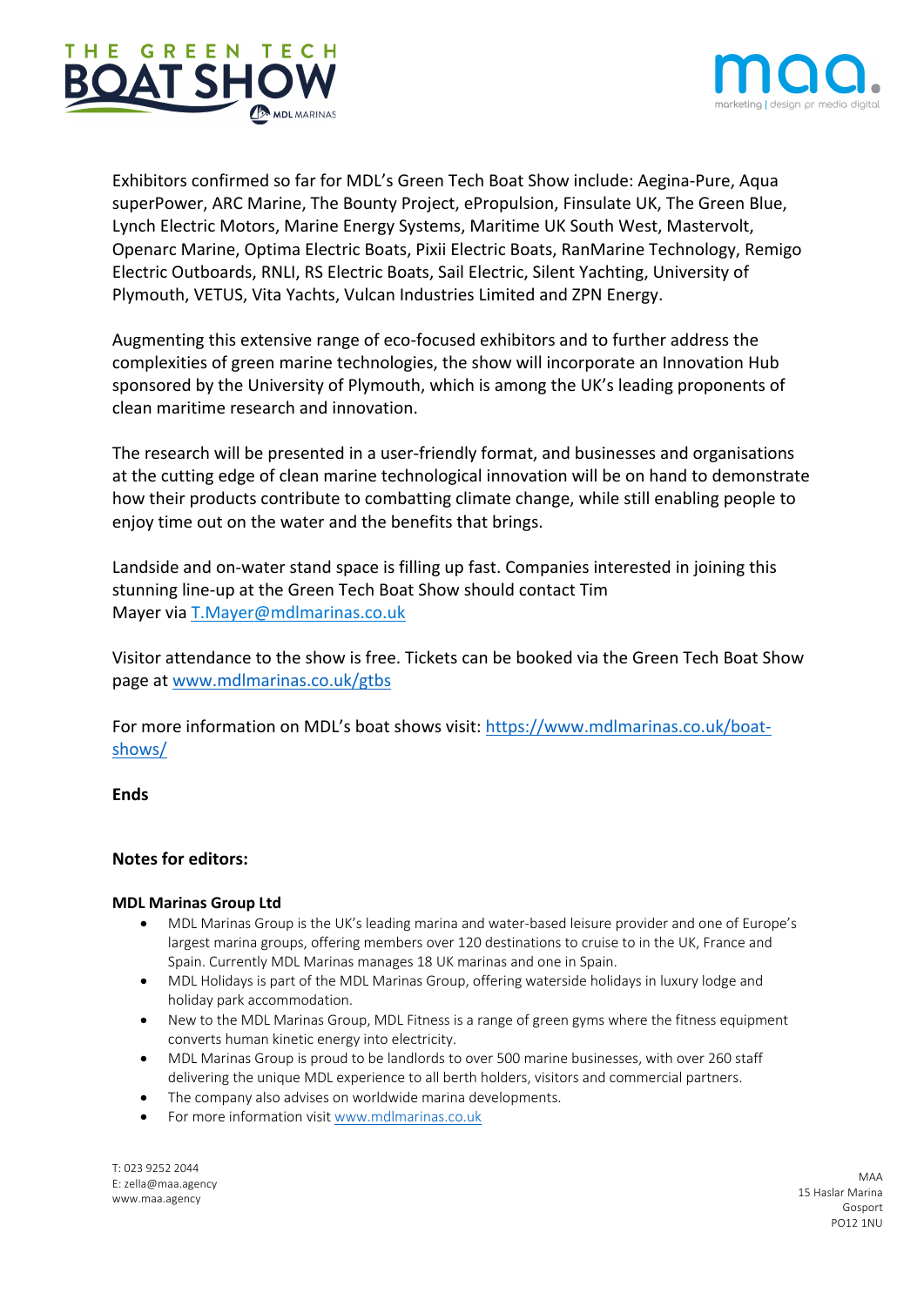Exhibitors confirmed so far for MDL's Green Tech Boat Show include: Aegina-Pure, Aqua superPower, ARC Marine, The Bounty Project, ePropulsion, Finsulate UK, The Green Blue, Lynch Electric Motors, Marine Energy Systems, Maritime UK South West, Mastervolt, Openarc Marine, Optima Electric Boats, Pixii Electric Boats, RanMarine Technology, Remigo Electric Outboards, RNLI, RS Electric Boats, Sail Electric, Silent Yachting, University of Plymouth, VETUS, Vita Yachts, Vulcan Industries Limited and ZPN Energy.

Augmenting this extensive range of eco-focused exhibitors and to further address the complexities of green marine technologies, the show will incorporate an Innovation Hub sponsored by the University of Plymouth, which is among the UK's leading proponents of clean maritime research and innovation.

The research will be presented in a user-friendly format, and businesses and organisations at the cutting edge of clean marine technological innovation will be on hand to demonstrate how their products contribute to combatting climate change, while still enabling people to enjoy time out on the water and the benefits that brings.

Landside and on-water stand space is filling up fast. Companies interested in joining this stunning line-up at the Green Tech Boat Show should contact Tim Mayer via T.Mayer@mdlmarinas.co.uk

Visitor attendance to the show is free. Tickets can be booked via the Green Tech Boat Show page at www.mdlmarinas.co.uk/gtbs

For more information on MDL's boat shows visit: https://www.mdlmarinas.co.uk/boat-shows/

**Ends**

**Notes for editors:**

**MDL Marinas Group Ltd**

- MDL Marinas Group is the UK's leading marina and water-based leisure provider and one of Europe's largest marina groups, offering members over 120 destinations to cruise to in the UK, France and Spain. Currently MDL Marinas manages 18 UK marinas and one in Spain.
- MDL Holidays is part of the MDL Marinas Group, offering waterside holidays in luxury lodge and holiday park accommodation.
- New to the MDL Marinas Group, MDL Fitness is a range of green gyms where the fitness equipment converts human kinetic energy into electricity.
- MDL Marinas Group is proud to be landlords to over 500 marine businesses, with over 260 staff delivering the unique MDL experience to all berth holders, visitors and commercial partners.
- The company also advises on worldwide marina developments.
- For more information visit www.mdlmarinas.co.uk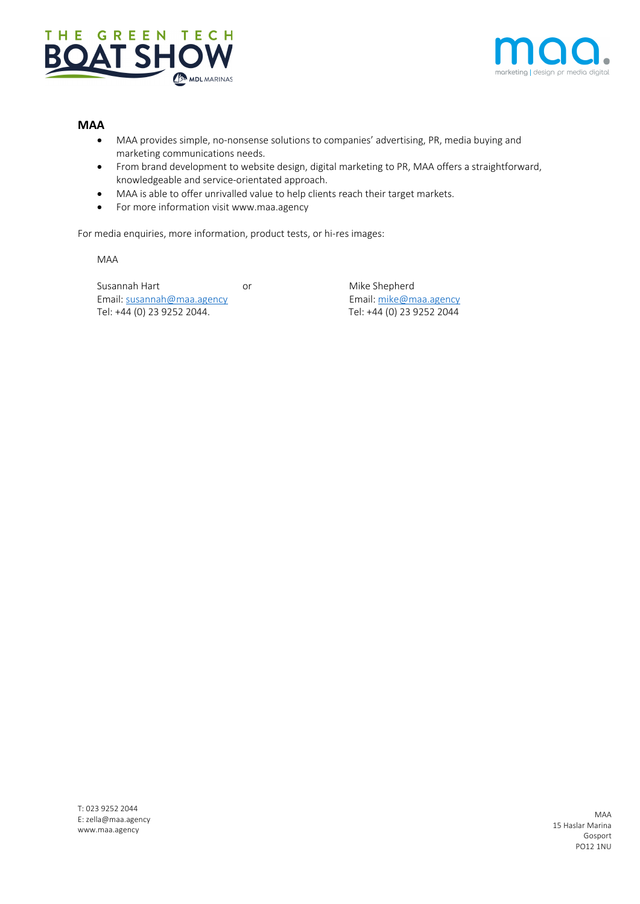## MAA

- MAA provides simple, no-nonsense solutions to companies' advertising, PR, media buying and marketing communications needs.
- From brand development to website design, digital marketing to PR, MAA offers a straightforward, knowledgeable and service-orientated approach.
- MAA is able to offer unrivalled value to help clients reach their target markets.
- For more information visit www.maa.agency

For media enquiries, more information, product tests, or hi-res images:

MAA

Susannah Hart
Email: susannah@maa.agency
Tel: +44 (0) 23 9252 2044.

or

Mike Shepherd
Email: mike@maa.agency
Tel: +44 (0) 23 9252 2044

T: 023 9252 2044
E: zella@maa.agency
www.maa.agency

MAA
15 Haslar Marina
Gosport
PO12 1NU